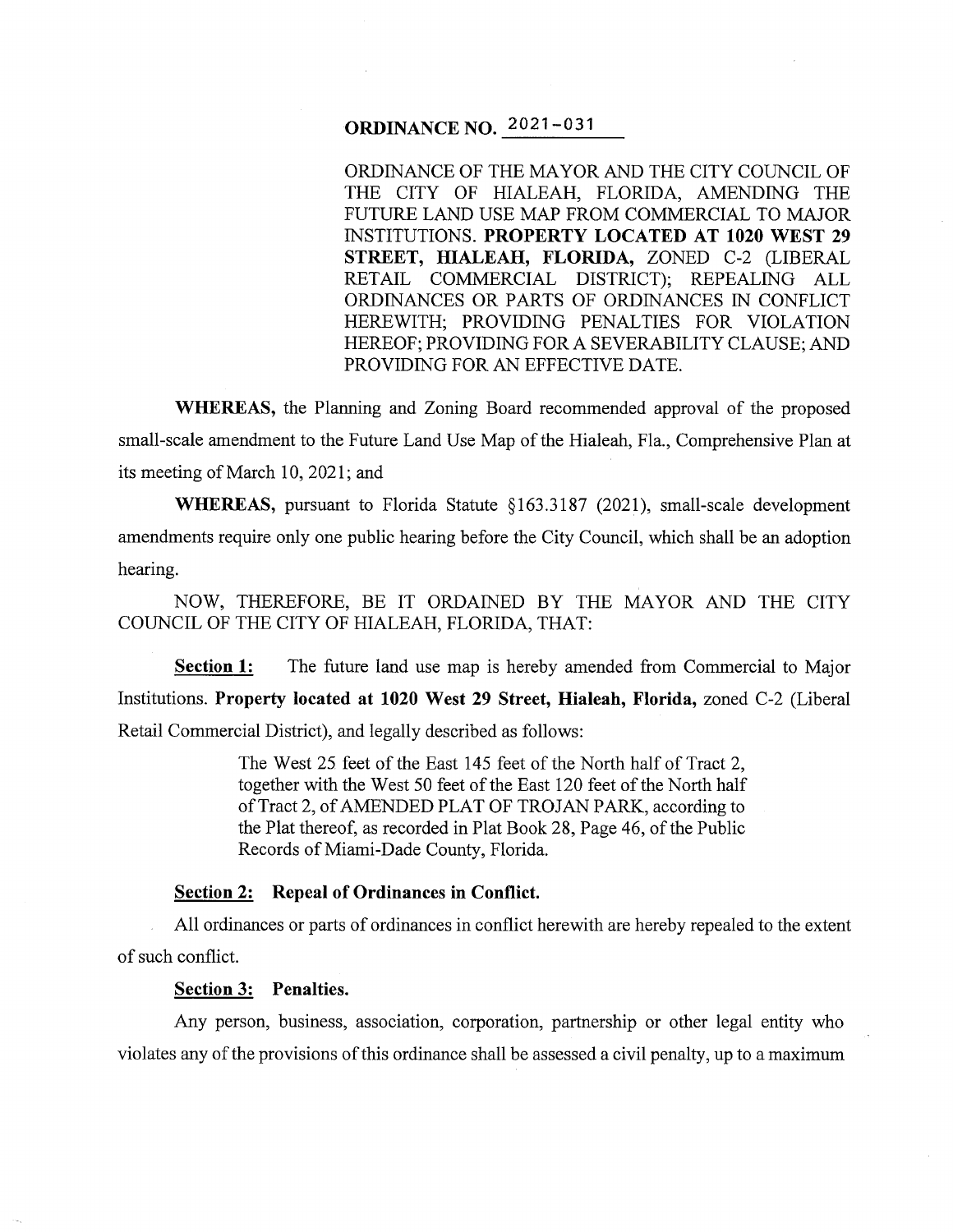# ORDINANCE NO. 2021-031

ORDINANCE OF THE MAYOR AND THE CITY COUNCIL OF THE CITY OF HIALEAH, FLORIDA, AMENDING THE FUTURE LAND USE MAP FROM COMMERCIAL TO MAJOR INSTITUTIONS. **PROPERTY LOCATED AT 1020 WEST 29 STREET, HIALEAH, FLORIDA,** ZONED C-2 (LIBERAL RETAIL COMMERCIAL DISTRICT); REPEALING ALL ORDINANCES OR PARTS OF ORDINANCES IN CONFLICT HEREWITH; PROVIDING PENALTIES FOR VIOLATION HEREOF; PROVIDING FOR A SEVERABILITY CLAUSE; AND PROVIDING FOR AN EFFECTIVE DATE.

**WHEREAS,** the Planning and Zoning Board recommended approval of the proposed small-scale amendment to the Future Land Use Map of the Hialeah, Fla., Comprehensive Plan at its meeting of March 10, 2021; and

**WHEREAS,** pursuant to Florida Statute §163.3187 (2021), small-scale development amendments require only one public hearing before the City Council, which shall be an adoption hearing.

NOW, THEREFORE, BE IT ORDAINED BY THE MAYOR AND THE CITY COUNCIL OF THE CITY OF HIALEAH, FLORIDA, THAT:

**Section 1:** The future land use map is hereby amended from Commercial to Major Institutions. **Property located at 1020 West 29 Street, Hialeah, Florida,** zoned C-2 (Liberal Retail Commercial District), and legally described as follows:

> The West 25 feet of the East 145 feet of the North half of Tract 2, together with the West 50 feet of the East 120 feet of the North half of Tract 2, of AMENDED PLAT OF TROJAN PARK, according to the Plat thereof, as recorded in Plat Book 28, Page 46, of the Public Records of Miami-Dade County, Florida.

**Section 2: Repeal of Ordinances in Conflict.**

All ordinances or parts of ordinances in conflict herewith are hereby repealed to the extent of such conflict.

**Section 3: Penalties.**

Any person, business, association, corporation, partnership or other legal entity who violates any of the provisions of this ordinance shall be assessed a civil penalty, up to a maximum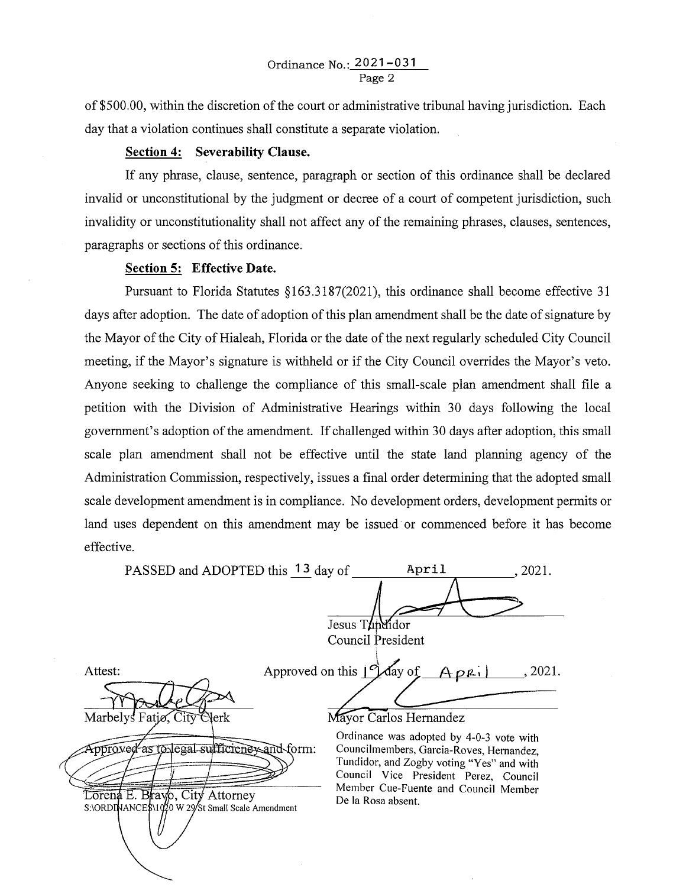of $500.00, within the discretion of the court or administrative tribunal having jurisdiction. Each day that a violation continues shall constitute a separate violation.

**Section 4: Severability Clause.**

If any phrase, clause, sentence, paragraph or section of this ordinance shall be declared invalid or unconstitutional by the judgment or decree of a court of competent jurisdiction, such invalidity or unconstitutionality shall not affect any of the remaining phrases, clauses, sentences, paragraphs or sections of this ordinance.

**Section 5: Effective Date.**

Pursuant to Florida Statutes §163.3187(2021), this ordinance shall become effective 31 days after adoption. The date of adoption of this plan amendment shall be the date of signature by the Mayor of the City of Hialeah, Florida or the date of the next regularly scheduled City Council meeting, if the Mayor's signature is withheld or if the City Council overrides the Mayor's veto. Anyone seeking to challenge the compliance of this small-scale plan amendment shall file a petition with the Division of Administrative Hearings within 30 days following the local government's adoption of the amendment. If challenged within 30 days after adoption, this small scale plan amendment shall not be effective until the state land planning agency of the Administration Commission, respectively, issues a final order determining that the adopted small scale development amendment is in compliance. No development orders, development permits or land uses dependent on this amendment may be issued or commenced before it has become effective.

PASSED and ADOPTED this 13 day of April, 2021.

Jesus Tundidor
Council President

Attest:

Marbelys Fatjo, City Clerk

Approved on this 19 day of April, 2021.

Mayor Carlos Hernandez

Approved as to legal sufficiency and form:

Lorena E. Bravo, City Attorney

S:\ORDINANCES\1020 W 29 St Small Scale Amendment

Ordinance was adopted by 4-0-3 vote with Councilmembers, Garcia-Roves, Hernandez, Tundidor, and Zogby voting "Yes" and with Council Vice President Perez, Council Member Cue-Fuente and Council Member De la Rosa absent.